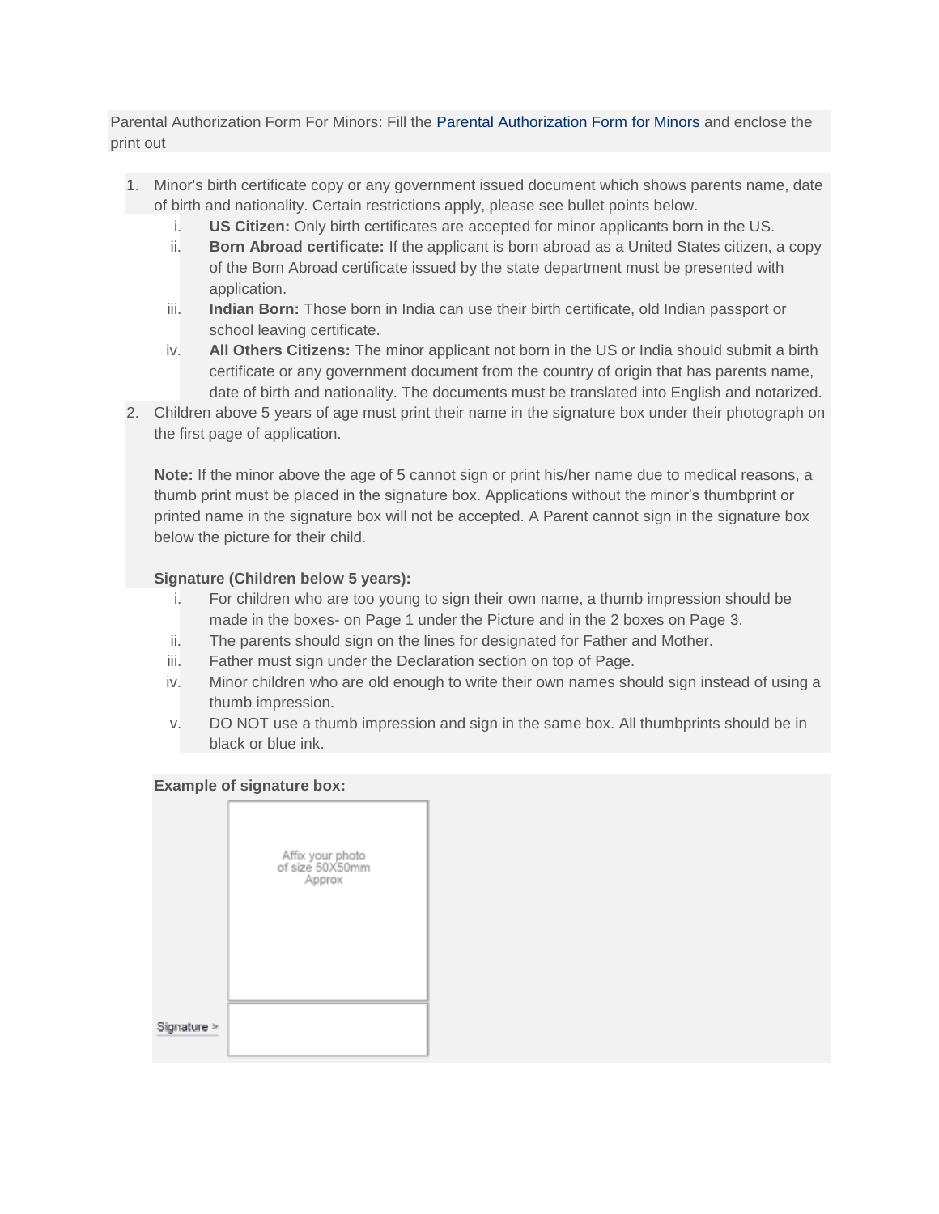Parental Authorization Form For Minors: Fill the Parental Authorization Form for Minors and enclose the print out

1. Minor's birth certificate copy or any government issued document which shows parents name, date of birth and nationality. Certain restrictions apply, please see bullet points below.
   i. **US Citizen:** Only birth certificates are accepted for minor applicants born in the US.
   ii. **Born Abroad certificate:** If the applicant is born abroad as a United States citizen, a copy of the Born Abroad certificate issued by the state department must be presented with application.
   iii. **Indian Born:** Those born in India can use their birth certificate, old Indian passport or school leaving certificate.
   iv. **All Others Citizens:** The minor applicant not born in the US or India should submit a birth certificate or any government document from the country of origin that has parents name, date of birth and nationality. The documents must be translated into English and notarized.
2. Children above 5 years of age must print their name in the signature box under their photograph on the first page of application.

   **Note:** If the minor above the age of 5 cannot sign or print his/her name due to medical reasons, a thumb print must be placed in the signature box. Applications without the minor's thumbprint or printed name in the signature box will not be accepted. A Parent cannot sign in the signature box below the picture for their child.

   **Signature (Children below 5 years):**

   i. For children who are too young to sign their own name, a thumb impression should be made in the boxes- on Page 1 under the Picture and in the 2 boxes on Page 3.
   ii. The parents should sign on the lines for designated for Father and Mother.
   iii. Father must sign under the Declaration section on top of Page.
   iv. Minor children who are old enough to write their own names should sign instead of using a thumb impression.
   v. DO NOT use a thumb impression and sign in the same box. All thumbprints should be in black or blue ink.

   **Example of signature box:**

   Affix your photo of size 50X50mm Approx

   Signature >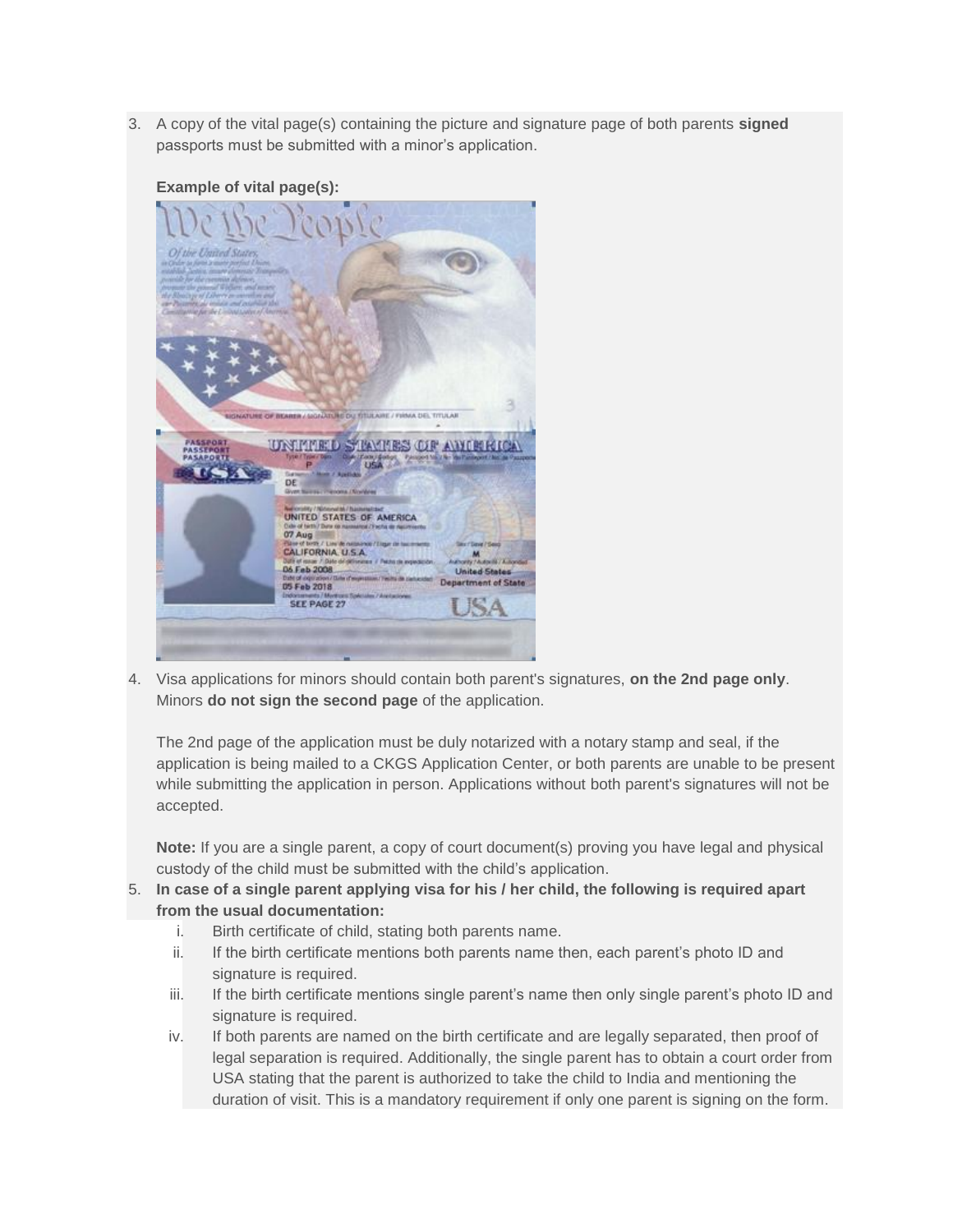3. A copy of the vital page(s) containing the picture and signature page of both parents **signed** passports must be submitted with a minor's application.

   **Example of vital page(s):**

4. Visa applications for minors should contain both parent's signatures, **on the 2nd page only**. Minors **do not sign the second page** of the application.

   The 2nd page of the application must be duly notarized with a notary stamp and seal, if the application is being mailed to a CKGS Application Center, or both parents are unable to be present while submitting the application in person. Applications without both parent's signatures will not be accepted.

   **Note:** If you are a single parent, a copy of court document(s) proving you have legal and physical custody of the child must be submitted with the child's application.

5. **In case of a single parent applying visa for his / her child, the following is required apart from the usual documentation:**
   i. Birth certificate of child, stating both parents name.
   ii. If the birth certificate mentions both parents name then, each parent's photo ID and signature is required.
   iii. If the birth certificate mentions single parent's name then only single parent's photo ID and signature is required.
   iv. If both parents are named on the birth certificate and are legally separated, then proof of legal separation is required. Additionally, the single parent has to obtain a court order from USA stating that the parent is authorized to take the child to India and mentioning the duration of visit. This is a mandatory requirement if only one parent is signing on the form.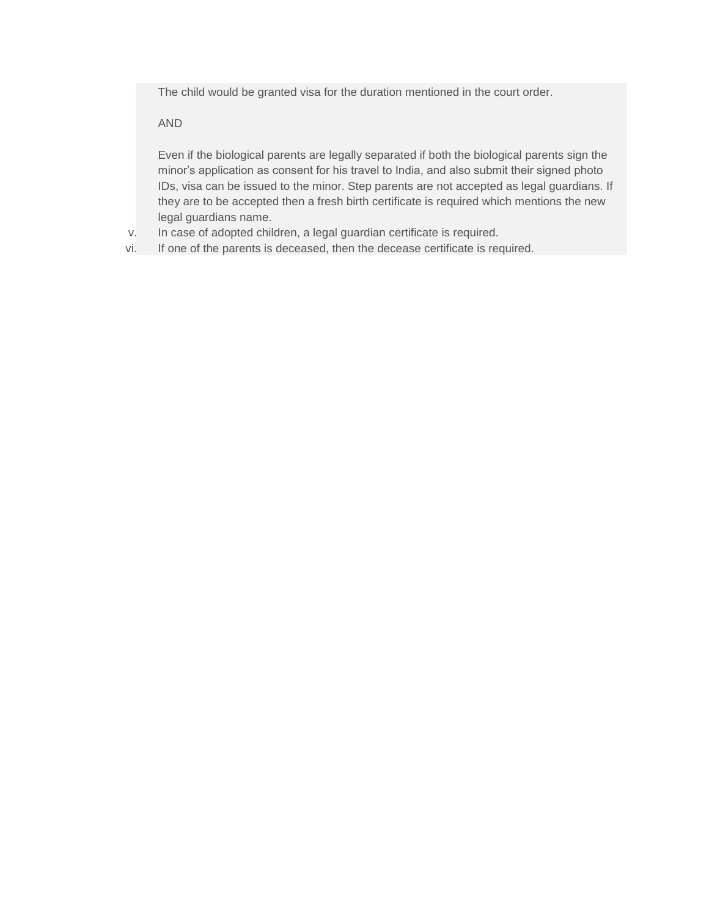The child would be granted visa for the duration mentioned in the court order.

AND

Even if the biological parents are legally separated if both the biological parents sign the minor's application as consent for his travel to India, and also submit their signed photo IDs, visa can be issued to the minor. Step parents are not accepted as legal guardians. If they are to be accepted then a fresh birth certificate is required which mentions the new legal guardians name.

v. In case of adopted children, a legal guardian certificate is required.

vi. If one of the parents is deceased, then the decease certificate is required.